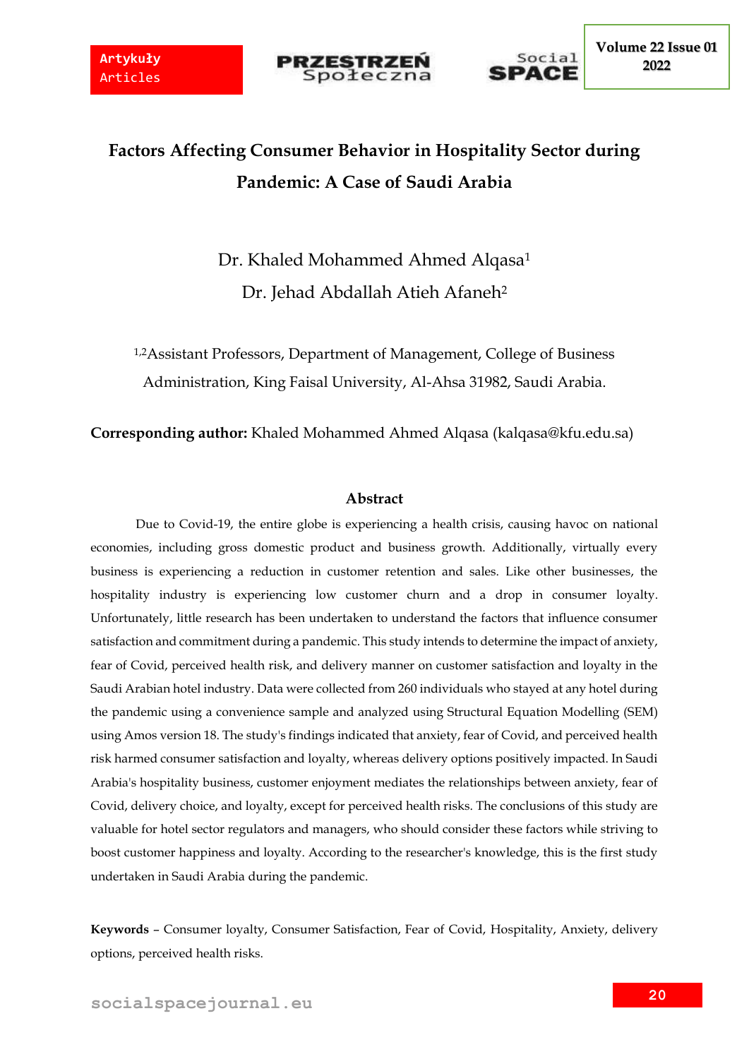# Factors Affecting Consumer Behavior in Hospitality Sector during Pandemic: A Case of Saudi Arabia

Dr. Khaled Mohammed Ahmed Alqasa[1]

Dr. Jehad Abdallah Atieh Afaneh[2]

[1,2]Assistant Professors, Department of Management, College of Business Administration, King Faisal University, Al-Ahsa 31982, Saudi Arabia.

**Corresponding author:** Khaled Mohammed Ahmed Alqasa (kalqasa@kfu.edu.sa)

## Abstract

Due to Covid-19, the entire globe is experiencing a health crisis, causing havoc on national economies, including gross domestic product and business growth. Additionally, virtually every business is experiencing a reduction in customer retention and sales. Like other businesses, the hospitality industry is experiencing low customer churn and a drop in consumer loyalty. Unfortunately, little research has been undertaken to understand the factors that influence consumer satisfaction and commitment during a pandemic. This study intends to determine the impact of anxiety, fear of Covid, perceived health risk, and delivery manner on customer satisfaction and loyalty in the Saudi Arabian hotel industry. Data were collected from 260 individuals who stayed at any hotel during the pandemic using a convenience sample and analyzed using Structural Equation Modelling (SEM) using Amos version 18. The study's findings indicated that anxiety, fear of Covid, and perceived health risk harmed consumer satisfaction and loyalty, whereas delivery options positively impacted. In Saudi Arabia's hospitality business, customer enjoyment mediates the relationships between anxiety, fear of Covid, delivery choice, and loyalty, except for perceived health risks. The conclusions of this study are valuable for hotel sector regulators and managers, who should consider these factors while striving to boost customer happiness and loyalty. According to the researcher's knowledge, this is the first study undertaken in Saudi Arabia during the pandemic.

**Keywords** – Consumer loyalty, Consumer Satisfaction, Fear of Covid, Hospitality, Anxiety, delivery options, perceived health risks.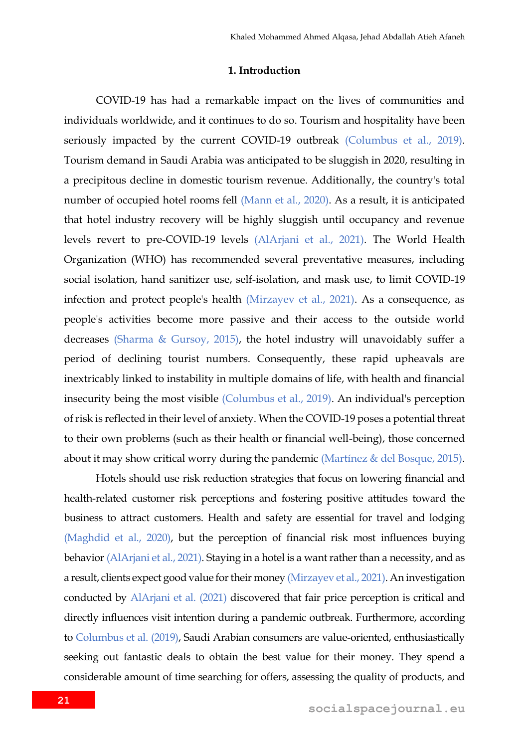## 1. Introduction

COVID-19 has had a remarkable impact on the lives of communities and individuals worldwide, and it continues to do so. Tourism and hospitality have been seriously impacted by the current COVID-19 outbreak (Columbus et al., 2019). Tourism demand in Saudi Arabia was anticipated to be sluggish in 2020, resulting in a precipitous decline in domestic tourism revenue. Additionally, the country's total number of occupied hotel rooms fell (Mann et al., 2020). As a result, it is anticipated that hotel industry recovery will be highly sluggish until occupancy and revenue levels revert to pre-COVID-19 levels (AlArjani et al., 2021). The World Health Organization (WHO) has recommended several preventative measures, including social isolation, hand sanitizer use, self-isolation, and mask use, to limit COVID-19 infection and protect people's health (Mirzayev et al., 2021). As a consequence, as people's activities become more passive and their access to the outside world decreases (Sharma & Gursoy, 2015), the hotel industry will unavoidably suffer a period of declining tourist numbers. Consequently, these rapid upheavals are inextricably linked to instability in multiple domains of life, with health and financial insecurity being the most visible (Columbus et al., 2019). An individual's perception of risk is reflected in their level of anxiety. When the COVID-19 poses a potential threat to their own problems (such as their health or financial well-being), those concerned about it may show critical worry during the pandemic (Martínez & del Bosque, 2015).

Hotels should use risk reduction strategies that focus on lowering financial and health-related customer risk perceptions and fostering positive attitudes toward the business to attract customers. Health and safety are essential for travel and lodging (Maghdid et al., 2020), but the perception of financial risk most influences buying behavior (AlArjani et al., 2021). Staying in a hotel is a want rather than a necessity, and as a result, clients expect good value for their money (Mirzayev et al., 2021). An investigation conducted by AlArjani et al. (2021) discovered that fair price perception is critical and directly influences visit intention during a pandemic outbreak. Furthermore, according to Columbus et al. (2019), Saudi Arabian consumers are value-oriented, enthusiastically seeking out fantastic deals to obtain the best value for their money. They spend a considerable amount of time searching for offers, assessing the quality of products, and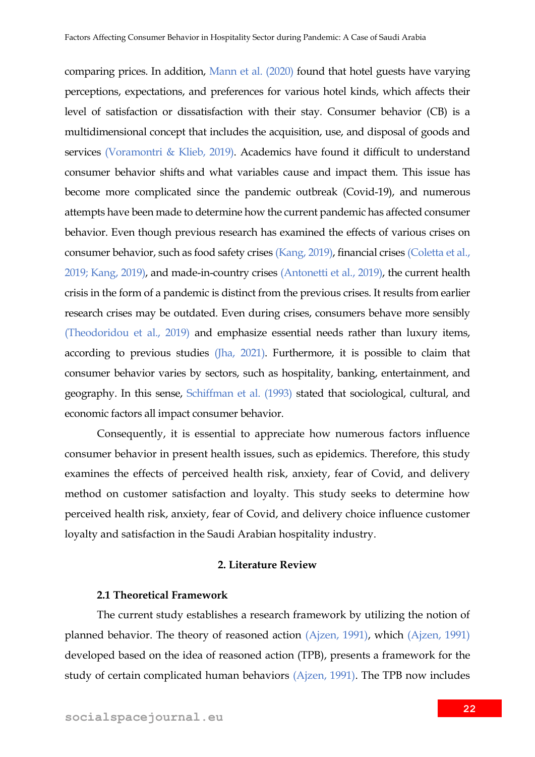comparing prices. In addition, Mann et al. (2020) found that hotel guests have varying perceptions, expectations, and preferences for various hotel kinds, which affects their level of satisfaction or dissatisfaction with their stay. Consumer behavior (CB) is a multidimensional concept that includes the acquisition, use, and disposal of goods and services (Voramontri & Klieb, 2019). Academics have found it difficult to understand consumer behavior shifts and what variables cause and impact them. This issue has become more complicated since the pandemic outbreak (Covid-19), and numerous attempts have been made to determine how the current pandemic has affected consumer behavior. Even though previous research has examined the effects of various crises on consumer behavior, such as food safety crises (Kang, 2019), financial crises (Coletta et al., 2019; Kang, 2019), and made-in-country crises (Antonetti et al., 2019), the current health crisis in the form of a pandemic is distinct from the previous crises. It results from earlier research crises may be outdated. Even during crises, consumers behave more sensibly (Theodoridou et al., 2019) and emphasize essential needs rather than luxury items, according to previous studies (Jha, 2021). Furthermore, it is possible to claim that consumer behavior varies by sectors, such as hospitality, banking, entertainment, and geography. In this sense, Schiffman et al. (1993) stated that sociological, cultural, and economic factors all impact consumer behavior.

Consequently, it is essential to appreciate how numerous factors influence consumer behavior in present health issues, such as epidemics. Therefore, this study examines the effects of perceived health risk, anxiety, fear of Covid, and delivery method on customer satisfaction and loyalty. This study seeks to determine how perceived health risk, anxiety, fear of Covid, and delivery choice influence customer loyalty and satisfaction in the Saudi Arabian hospitality industry.

## 2. Literature Review

### 2.1 Theoretical Framework

The current study establishes a research framework by utilizing the notion of planned behavior. The theory of reasoned action (Ajzen, 1991), which (Ajzen, 1991) developed based on the idea of reasoned action (TPB), presents a framework for the study of certain complicated human behaviors (Ajzen, 1991). The TPB now includes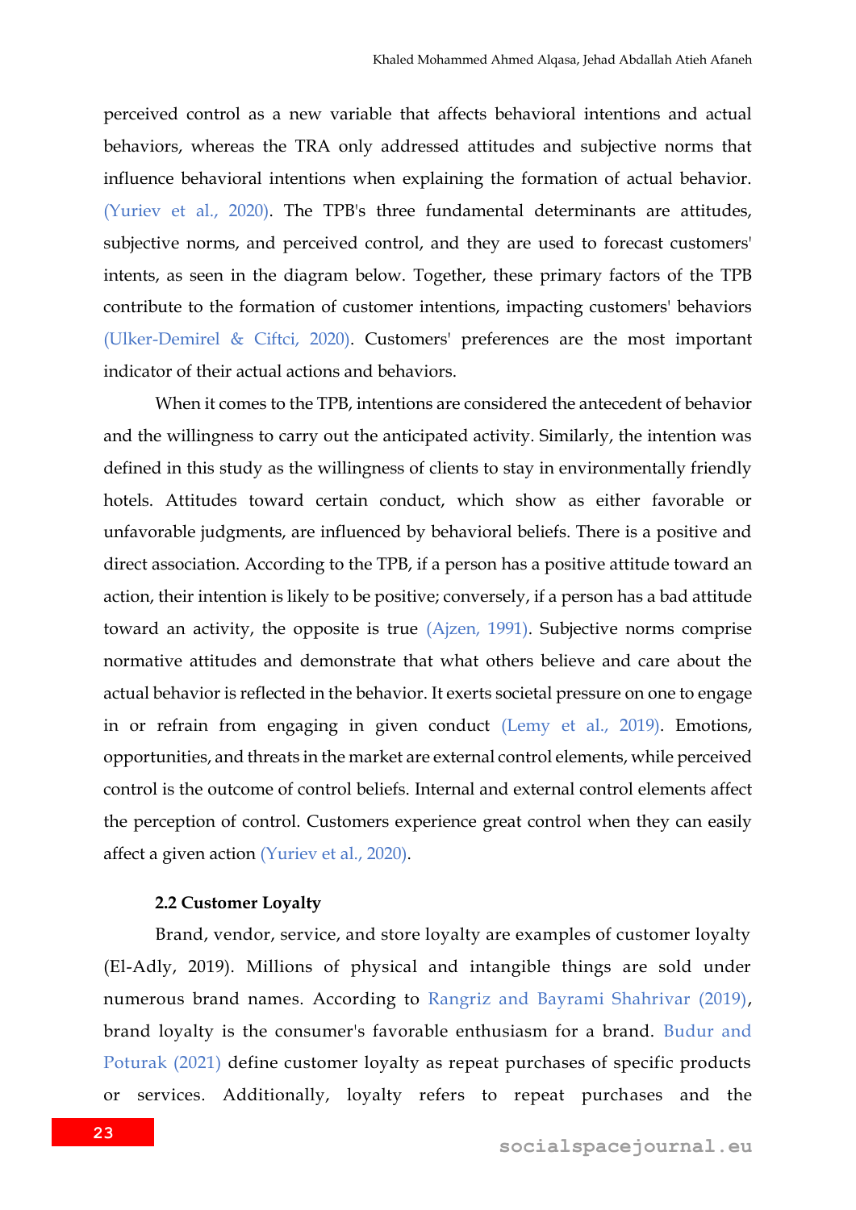perceived control as a new variable that affects behavioral intentions and actual behaviors, whereas the TRA only addressed attitudes and subjective norms that influence behavioral intentions when explaining the formation of actual behavior. (Yuriev et al., 2020). The TPB's three fundamental determinants are attitudes, subjective norms, and perceived control, and they are used to forecast customers' intents, as seen in the diagram below. Together, these primary factors of the TPB contribute to the formation of customer intentions, impacting customers' behaviors (Ulker-Demirel & Ciftci, 2020). Customers' preferences are the most important indicator of their actual actions and behaviors.

When it comes to the TPB, intentions are considered the antecedent of behavior and the willingness to carry out the anticipated activity. Similarly, the intention was defined in this study as the willingness of clients to stay in environmentally friendly hotels. Attitudes toward certain conduct, which show as either favorable or unfavorable judgments, are influenced by behavioral beliefs. There is a positive and direct association. According to the TPB, if a person has a positive attitude toward an action, their intention is likely to be positive; conversely, if a person has a bad attitude toward an activity, the opposite is true (Ajzen, 1991). Subjective norms comprise normative attitudes and demonstrate that what others believe and care about the actual behavior is reflected in the behavior. It exerts societal pressure on one to engage in or refrain from engaging in given conduct (Lemy et al., 2019). Emotions, opportunities, and threats in the market are external control elements, while perceived control is the outcome of control beliefs. Internal and external control elements affect the perception of control. Customers experience great control when they can easily affect a given action (Yuriev et al., 2020).

### 2.2 Customer Loyalty

Brand, vendor, service, and store loyalty are examples of customer loyalty (El-Adly, 2019). Millions of physical and intangible things are sold under numerous brand names. According to Rangriz and Bayrami Shahrivar (2019), brand loyalty is the consumer's favorable enthusiasm for a brand. Budur and Poturak (2021) define customer loyalty as repeat purchases of specific products or services. Additionally, loyalty refers to repeat purchases and the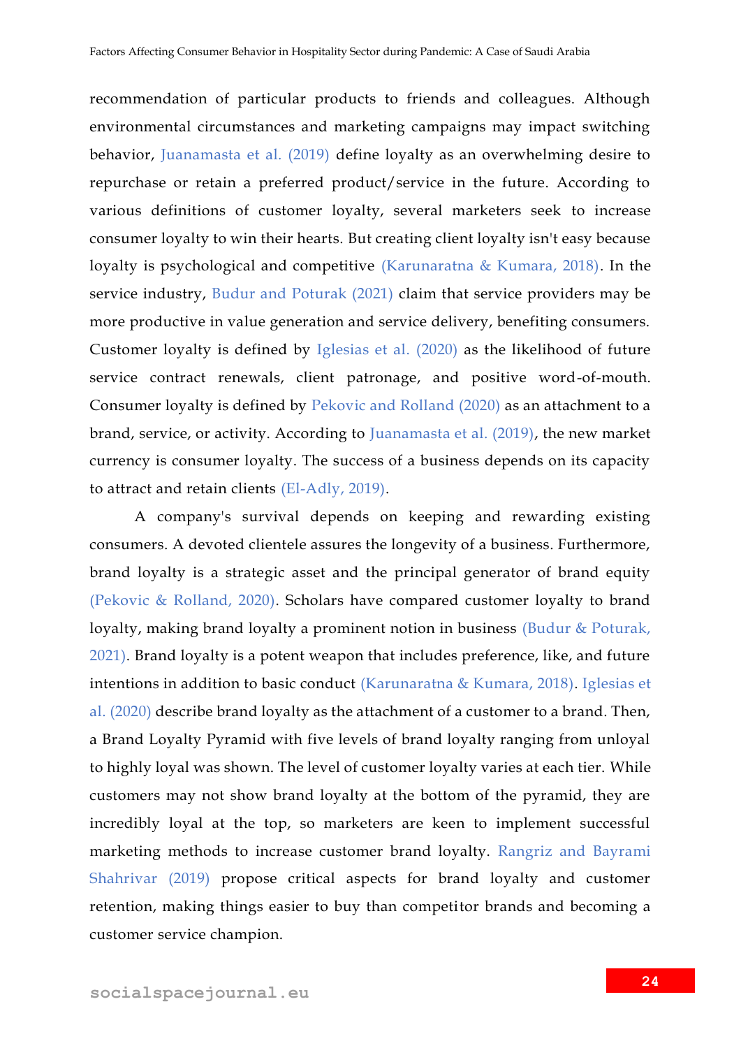recommendation of particular products to friends and colleagues. Although environmental circumstances and marketing campaigns may impact switching behavior, Juanamasta et al. (2019) define loyalty as an overwhelming desire to repurchase or retain a preferred product/service in the future. According to various definitions of customer loyalty, several marketers seek to increase consumer loyalty to win their hearts. But creating client loyalty isn't easy because loyalty is psychological and competitive (Karunaratna & Kumara, 2018). In the service industry, Budur and Poturak (2021) claim that service providers may be more productive in value generation and service delivery, benefiting consumers. Customer loyalty is defined by Iglesias et al. (2020) as the likelihood of future service contract renewals, client patronage, and positive word-of-mouth. Consumer loyalty is defined by Pekovic and Rolland (2020) as an attachment to a brand, service, or activity. According to Juanamasta et al. (2019), the new market currency is consumer loyalty. The success of a business depends on its capacity to attract and retain clients (El-Adly, 2019).

A company's survival depends on keeping and rewarding existing consumers. A devoted clientele assures the longevity of a business. Furthermore, brand loyalty is a strategic asset and the principal generator of brand equity (Pekovic & Rolland, 2020). Scholars have compared customer loyalty to brand loyalty, making brand loyalty a prominent notion in business (Budur & Poturak, 2021). Brand loyalty is a potent weapon that includes preference, like, and future intentions in addition to basic conduct (Karunaratna & Kumara, 2018). Iglesias et al. (2020) describe brand loyalty as the attachment of a customer to a brand. Then, a Brand Loyalty Pyramid with five levels of brand loyalty ranging from unloyal to highly loyal was shown. The level of customer loyalty varies at each tier. While customers may not show brand loyalty at the bottom of the pyramid, they are incredibly loyal at the top, so marketers are keen to implement successful marketing methods to increase customer brand loyalty. Rangriz and Bayrami Shahrivar (2019) propose critical aspects for brand loyalty and customer retention, making things easier to buy than competitor brands and becoming a customer service champion.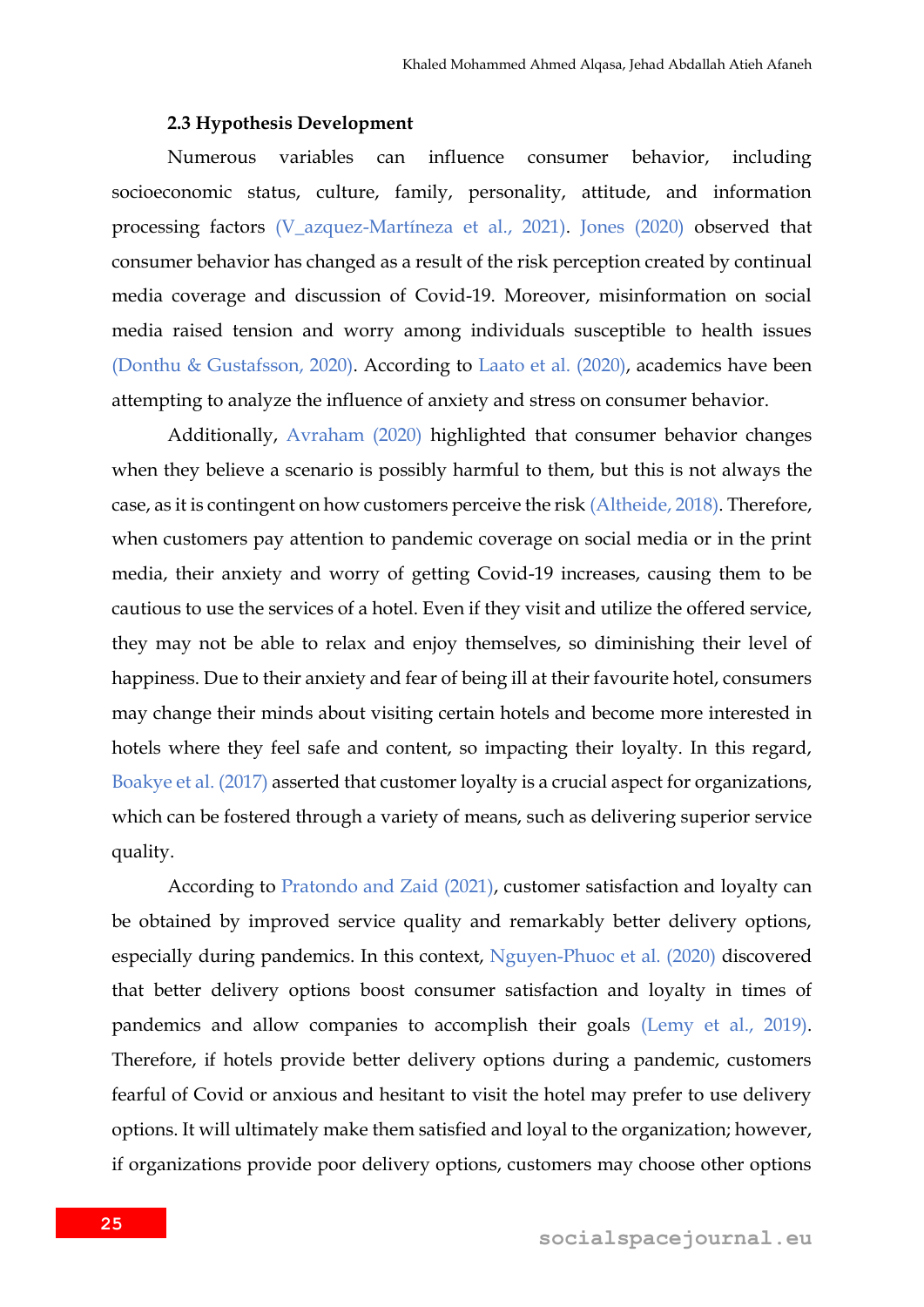### 2.3 Hypothesis Development

Numerous variables can influence consumer behavior, including socioeconomic status, culture, family, personality, attitude, and information processing factors (V_azquez-Martíneza et al., 2021). Jones (2020) observed that consumer behavior has changed as a result of the risk perception created by continual media coverage and discussion of Covid-19. Moreover, misinformation on social media raised tension and worry among individuals susceptible to health issues (Donthu & Gustafsson, 2020). According to Laato et al. (2020), academics have been attempting to analyze the influence of anxiety and stress on consumer behavior.

Additionally, Avraham (2020) highlighted that consumer behavior changes when they believe a scenario is possibly harmful to them, but this is not always the case, as it is contingent on how customers perceive the risk (Altheide, 2018). Therefore, when customers pay attention to pandemic coverage on social media or in the print media, their anxiety and worry of getting Covid-19 increases, causing them to be cautious to use the services of a hotel. Even if they visit and utilize the offered service, they may not be able to relax and enjoy themselves, so diminishing their level of happiness. Due to their anxiety and fear of being ill at their favourite hotel, consumers may change their minds about visiting certain hotels and become more interested in hotels where they feel safe and content, so impacting their loyalty. In this regard, Boakye et al. (2017) asserted that customer loyalty is a crucial aspect for organizations, which can be fostered through a variety of means, such as delivering superior service quality.

According to Pratondo and Zaid (2021), customer satisfaction and loyalty can be obtained by improved service quality and remarkably better delivery options, especially during pandemics. In this context, Nguyen-Phuoc et al. (2020) discovered that better delivery options boost consumer satisfaction and loyalty in times of pandemics and allow companies to accomplish their goals (Lemy et al., 2019). Therefore, if hotels provide better delivery options during a pandemic, customers fearful of Covid or anxious and hesitant to visit the hotel may prefer to use delivery options. It will ultimately make them satisfied and loyal to the organization; however, if organizations provide poor delivery options, customers may choose other options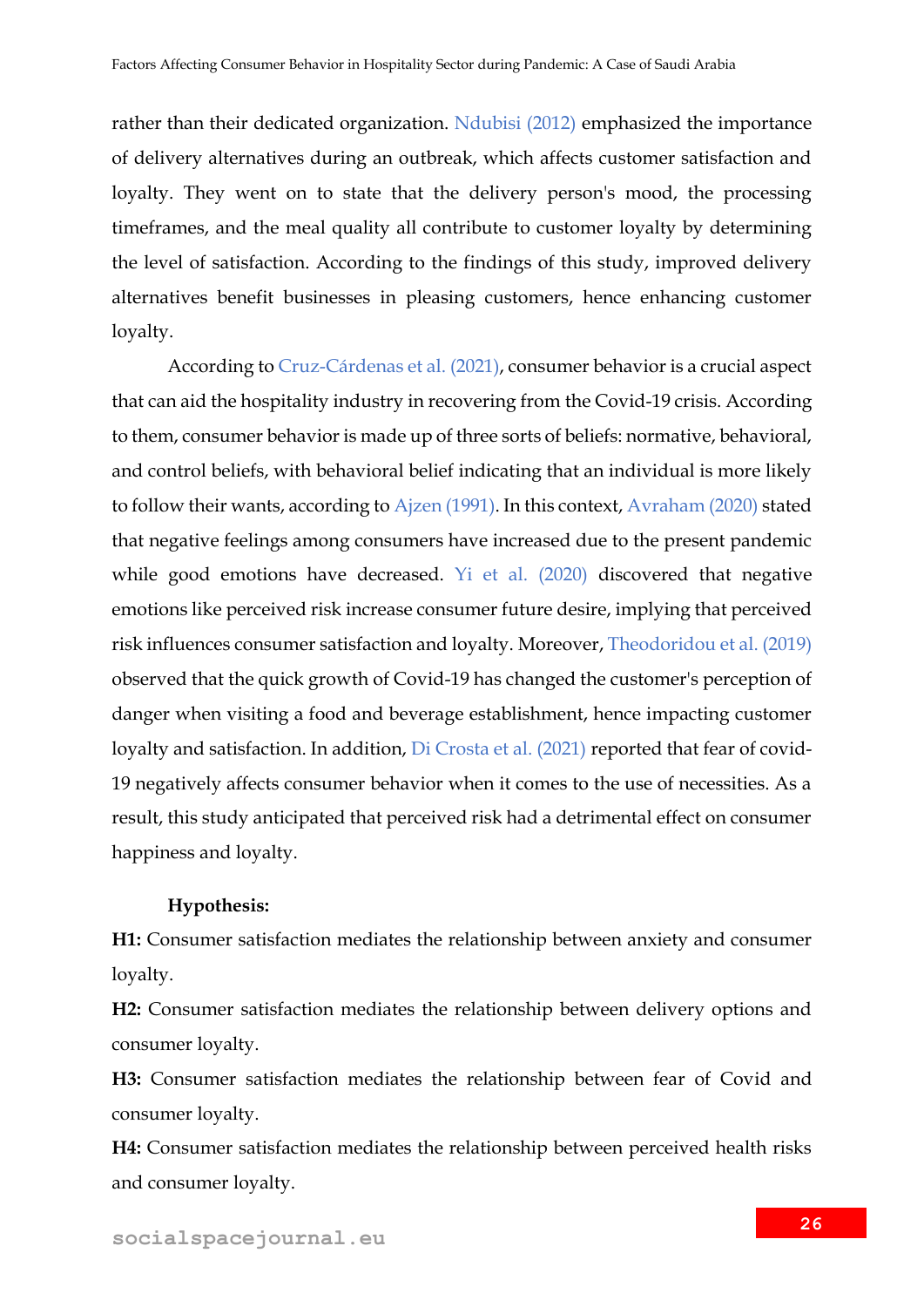rather than their dedicated organization. Ndubisi (2012) emphasized the importance of delivery alternatives during an outbreak, which affects customer satisfaction and loyalty. They went on to state that the delivery person's mood, the processing timeframes, and the meal quality all contribute to customer loyalty by determining the level of satisfaction. According to the findings of this study, improved delivery alternatives benefit businesses in pleasing customers, hence enhancing customer loyalty.

According to Cruz-Cárdenas et al. (2021), consumer behavior is a crucial aspect that can aid the hospitality industry in recovering from the Covid-19 crisis. According to them, consumer behavior is made up of three sorts of beliefs: normative, behavioral, and control beliefs, with behavioral belief indicating that an individual is more likely to follow their wants, according to Ajzen (1991). In this context, Avraham (2020) stated that negative feelings among consumers have increased due to the present pandemic while good emotions have decreased. Yi et al. (2020) discovered that negative emotions like perceived risk increase consumer future desire, implying that perceived risk influences consumer satisfaction and loyalty. Moreover, Theodoridou et al. (2019) observed that the quick growth of Covid-19 has changed the customer's perception of danger when visiting a food and beverage establishment, hence impacting customer loyalty and satisfaction. In addition, Di Crosta et al. (2021) reported that fear of covid-19 negatively affects consumer behavior when it comes to the use of necessities. As a result, this study anticipated that perceived risk had a detrimental effect on consumer happiness and loyalty.

**Hypothesis:**

**H1:** Consumer satisfaction mediates the relationship between anxiety and consumer loyalty.

**H2:** Consumer satisfaction mediates the relationship between delivery options and consumer loyalty.

**H3:** Consumer satisfaction mediates the relationship between fear of Covid and consumer loyalty.

**H4:** Consumer satisfaction mediates the relationship between perceived health risks and consumer loyalty.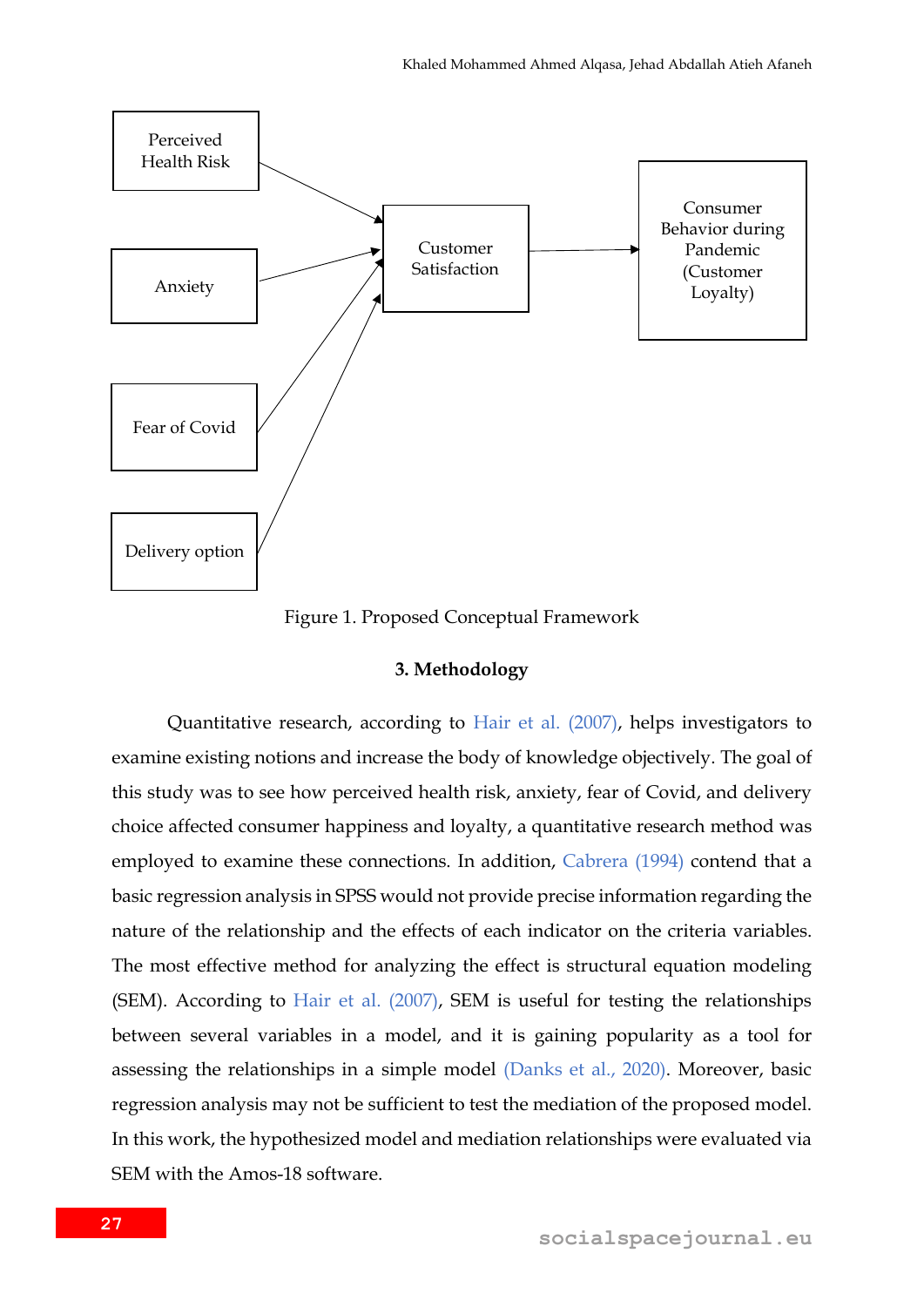Perceived Health Risk

Anxiety

Fear of Covid

Delivery option

Customer Satisfaction

Consumer Behavior during Pandemic (Customer Loyalty)

Figure 1. Proposed Conceptual Framework

## 3. Methodology

Quantitative research, according to Hair et al. (2007), helps investigators to examine existing notions and increase the body of knowledge objectively. The goal of this study was to see how perceived health risk, anxiety, fear of Covid, and delivery choice affected consumer happiness and loyalty, a quantitative research method was employed to examine these connections. In addition, Cabrera (1994) contend that a basic regression analysis in SPSS would not provide precise information regarding the nature of the relationship and the effects of each indicator on the criteria variables. The most effective method for analyzing the effect is structural equation modeling (SEM). According to Hair et al. (2007), SEM is useful for testing the relationships between several variables in a model, and it is gaining popularity as a tool for assessing the relationships in a simple model (Danks et al., 2020). Moreover, basic regression analysis may not be sufficient to test the mediation of the proposed model. In this work, the hypothesized model and mediation relationships were evaluated via SEM with the Amos-18 software.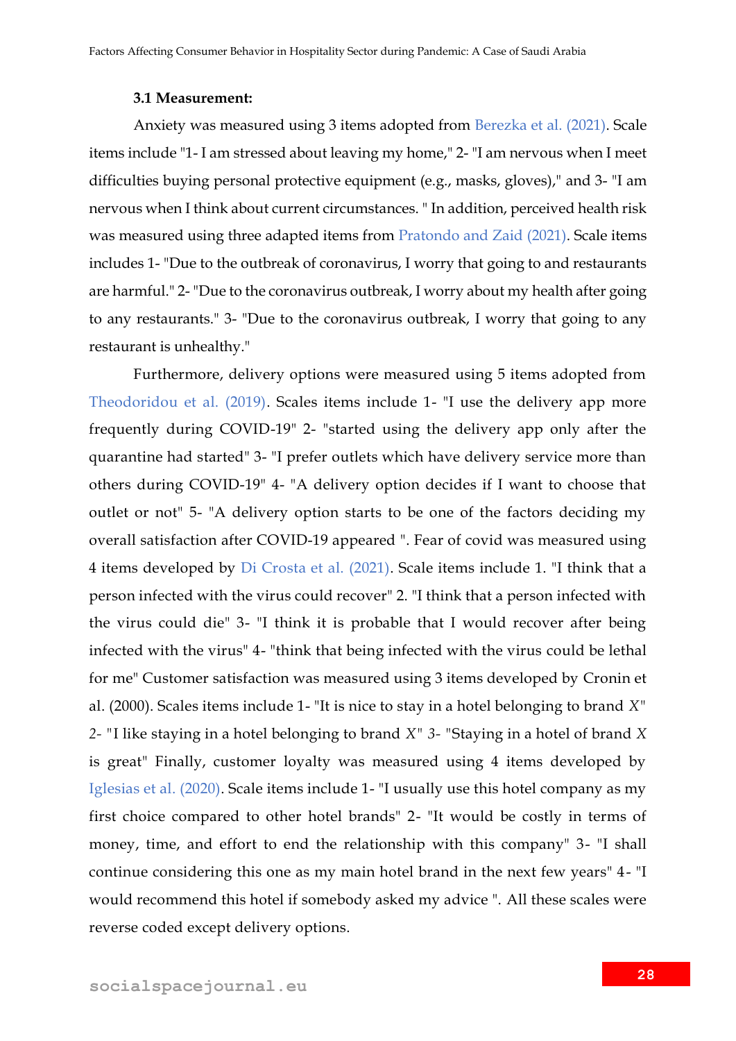### 3.1 Measurement:

Anxiety was measured using 3 items adopted from Berezka et al. (2021). Scale items include "1- I am stressed about leaving my home," 2- "I am nervous when I meet difficulties buying personal protective equipment (e.g., masks, gloves)," and 3- "I am nervous when I think about current circumstances. " In addition, perceived health risk was measured using three adapted items from Pratondo and Zaid (2021). Scale items includes 1- "Due to the outbreak of coronavirus, I worry that going to and restaurants are harmful." 2- "Due to the coronavirus outbreak, I worry about my health after going to any restaurants." 3- "Due to the coronavirus outbreak, I worry that going to any restaurant is unhealthy."

Furthermore, delivery options were measured using 5 items adopted from Theodoridou et al. (2019). Scales items include 1- "I use the delivery app more frequently during COVID-19" 2- "started using the delivery app only after the quarantine had started" 3- "I prefer outlets which have delivery service more than others during COVID-19" 4- "A delivery option decides if I want to choose that outlet or not" 5- "A delivery option starts to be one of the factors deciding my overall satisfaction after COVID-19 appeared ". Fear of covid was measured using 4 items developed by Di Crosta et al. (2021). Scale items include 1. "I think that a person infected with the virus could recover" 2. "I think that a person infected with the virus could die" 3- "I think it is probable that I would recover after being infected with the virus" 4- "think that being infected with the virus could be lethal for me" Customer satisfaction was measured using 3 items developed by Cronin et al. (2000). Scales items include 1- "It is nice to stay in a hotel belonging to brand *X*" 2- "I like staying in a hotel belonging to brand *X*" 3- "Staying in a hotel of brand *X* is great" Finally, customer loyalty was measured using 4 items developed by Iglesias et al. (2020). Scale items include 1- "I usually use this hotel company as my first choice compared to other hotel brands" 2- "It would be costly in terms of money, time, and effort to end the relationship with this company" 3- "I shall continue considering this one as my main hotel brand in the next few years" 4- "I would recommend this hotel if somebody asked my advice ". All these scales were reverse coded except delivery options.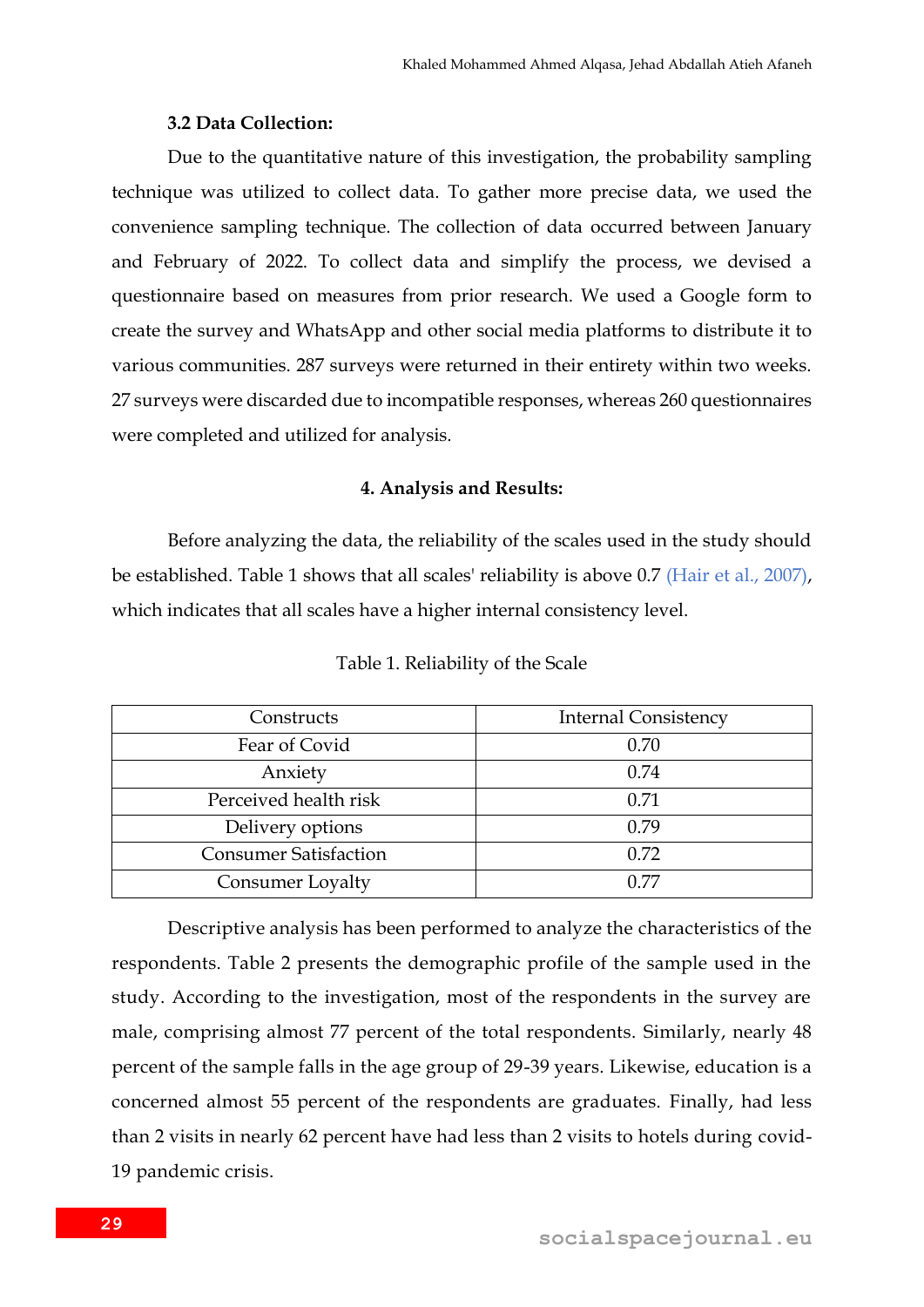### 3.2 Data Collection:

Due to the quantitative nature of this investigation, the probability sampling technique was utilized to collect data. To gather more precise data, we used the convenience sampling technique. The collection of data occurred between January and February of 2022. To collect data and simplify the process, we devised a questionnaire based on measures from prior research. We used a Google form to create the survey and WhatsApp and other social media platforms to distribute it to various communities. 287 surveys were returned in their entirety within two weeks. 27 surveys were discarded due to incompatible responses, whereas 260 questionnaires were completed and utilized for analysis.

## 4. Analysis and Results:

Before analyzing the data, the reliability of the scales used in the study should be established. Table 1 shows that all scales' reliability is above 0.7 (Hair et al., 2007), which indicates that all scales have a higher internal consistency level.

Table 1. Reliability of the Scale

| Constructs | Internal Consistency |
|---|---|
| Fear of Covid | 0.70 |
| Anxiety | 0.74 |
| Perceived health risk | 0.71 |
| Delivery options | 0.79 |
| Consumer Satisfaction | 0.72 |
| Consumer Loyalty | 0.77 |

Descriptive analysis has been performed to analyze the characteristics of the respondents. Table 2 presents the demographic profile of the sample used in the study. According to the investigation, most of the respondents in the survey are male, comprising almost 77 percent of the total respondents. Similarly, nearly 48 percent of the sample falls in the age group of 29-39 years. Likewise, education is a concerned almost 55 percent of the respondents are graduates. Finally, had less than 2 visits in nearly 62 percent have had less than 2 visits to hotels during covid-19 pandemic crisis.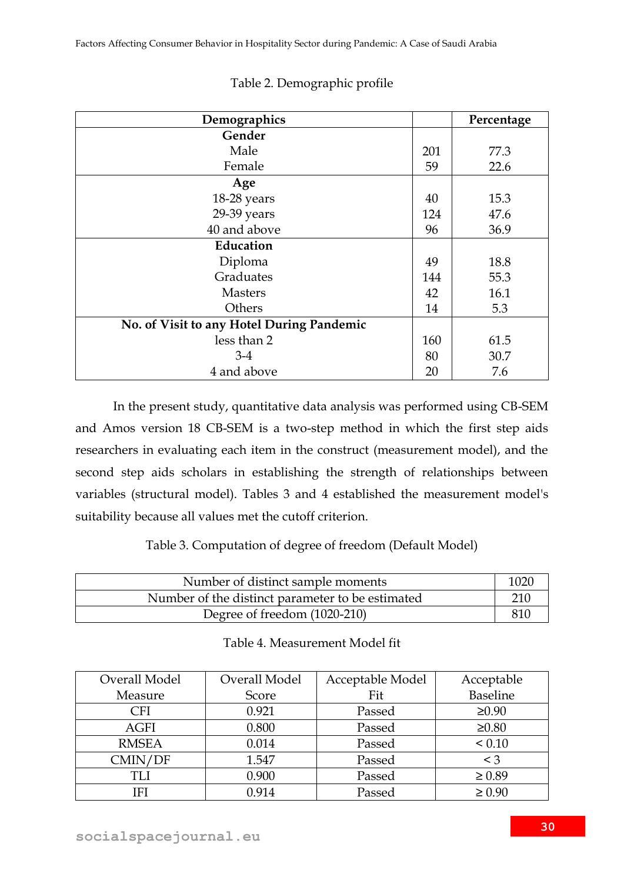Table 2. Demographic profile

| Demographics | | Percentage |
|---|---|---|
| **Gender** | | |
| Male | 201 | 77.3 |
| Female | 59 | 22.6 |
| **Age** | | |
| 18-28 years | 40 | 15.3 |
| 29-39 years | 124 | 47.6 |
| 40 and above | 96 | 36.9 |
| **Education** | | |
| Diploma | 49 | 18.8 |
| Graduates | 144 | 55.3 |
| Masters | 42 | 16.1 |
| Others | 14 | 5.3 |
| **No. of Visit to any Hotel During Pandemic** | | |
| less than 2 | 160 | 61.5 |
| 3-4 | 80 | 30.7 |
| 4 and above | 20 | 7.6 |

In the present study, quantitative data analysis was performed using CB-SEM and Amos version 18 CB-SEM is a two-step method in which the first step aids researchers in evaluating each item in the construct (measurement model), and the second step aids scholars in establishing the strength of relationships between variables (structural model). Tables 3 and 4 established the measurement model's suitability because all values met the cutoff criterion.

Table 3. Computation of degree of freedom (Default Model)

| | |
|---|---|
| Number of distinct sample moments | 1020 |
| Number of the distinct parameter to be estimated | 210 |
| Degree of freedom (1020-210) | 810 |

Table 4. Measurement Model fit

| Overall Model Measure | Overall Model Score | Acceptable Model Fit | Acceptable Baseline |
|---|---|---|---|
| CFI | 0.921 | Passed | ≥0.90 |
| AGFI | 0.800 | Passed | ≥0.80 |
| RMSEA | 0.014 | Passed | < 0.10 |
| CMIN/DF | 1.547 | Passed | < 3 |
| TLI | 0.900 | Passed | ≥ 0.89 |
| IFI | 0.914 | Passed | ≥ 0.90 |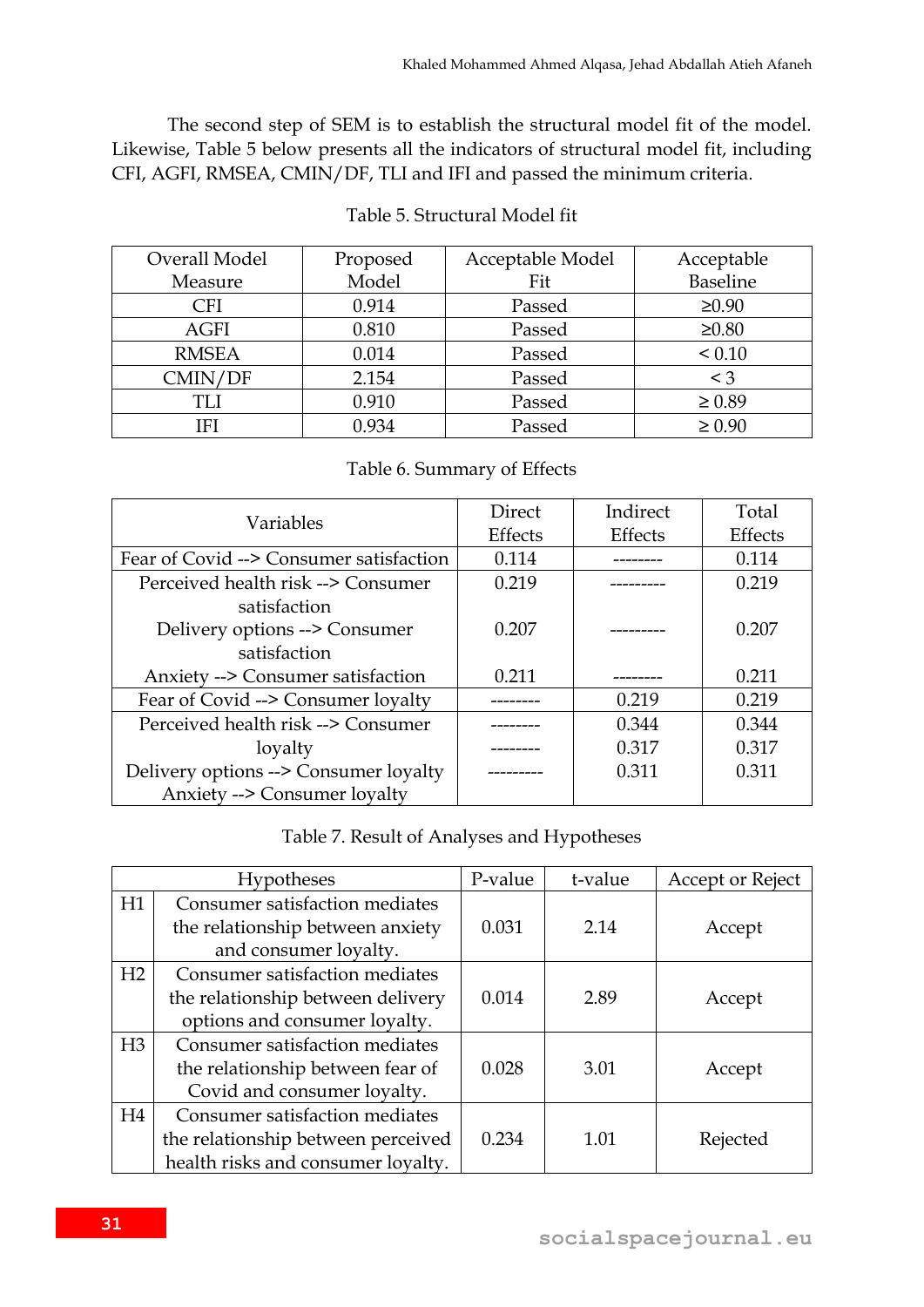The second step of SEM is to establish the structural model fit of the model. Likewise, Table 5 below presents all the indicators of structural model fit, including CFI, AGFI, RMSEA, CMIN/DF, TLI and IFI and passed the minimum criteria.

Table 5. Structural Model fit

| Overall Model Measure | Proposed Model | Acceptable Model Fit | Acceptable Baseline |
|---|---|---|---|
| CFI | 0.914 | Passed | ≥0.90 |
| AGFI | 0.810 | Passed | ≥0.80 |
| RMSEA | 0.014 | Passed | < 0.10 |
| CMIN/DF | 2.154 | Passed | < 3 |
| TLI | 0.910 | Passed | ≥ 0.89 |
| IFI | 0.934 | Passed | ≥ 0.90 |

Table 6. Summary of Effects

| Variables | Direct Effects | Indirect Effects | Total Effects |
|---|---|---|---|
| Fear of Covid --> Consumer satisfaction | 0.114 | -------- | 0.114 |
| Perceived health risk --> Consumer satisfaction | 0.219 | --------- | 0.219 |
| Delivery options --> Consumer satisfaction | 0.207 | --------- | 0.207 |
| Anxiety --> Consumer satisfaction | 0.211 | -------- | 0.211 |
| Fear of Covid --> Consumer loyalty | -------- | 0.219 | 0.219 |
| Perceived health risk --> Consumer loyalty | -------- | 0.344 | 0.344 |
| Delivery options --> Consumer loyalty | -------- | 0.317 | 0.317 |
| Anxiety --> Consumer loyalty | --------- | 0.311 | 0.311 |

Table 7. Result of Analyses and Hypotheses

| | Hypotheses | P-value | t-value | Accept or Reject |
|---|---|---|---|---|
| H1 | Consumer satisfaction mediates the relationship between anxiety and consumer loyalty. | 0.031 | 2.14 | Accept |
| H2 | Consumer satisfaction mediates the relationship between delivery options and consumer loyalty. | 0.014 | 2.89 | Accept |
| H3 | Consumer satisfaction mediates the relationship between fear of Covid and consumer loyalty. | 0.028 | 3.01 | Accept |
| H4 | Consumer satisfaction mediates the relationship between perceived health risks and consumer loyalty. | 0.234 | 1.01 | Rejected |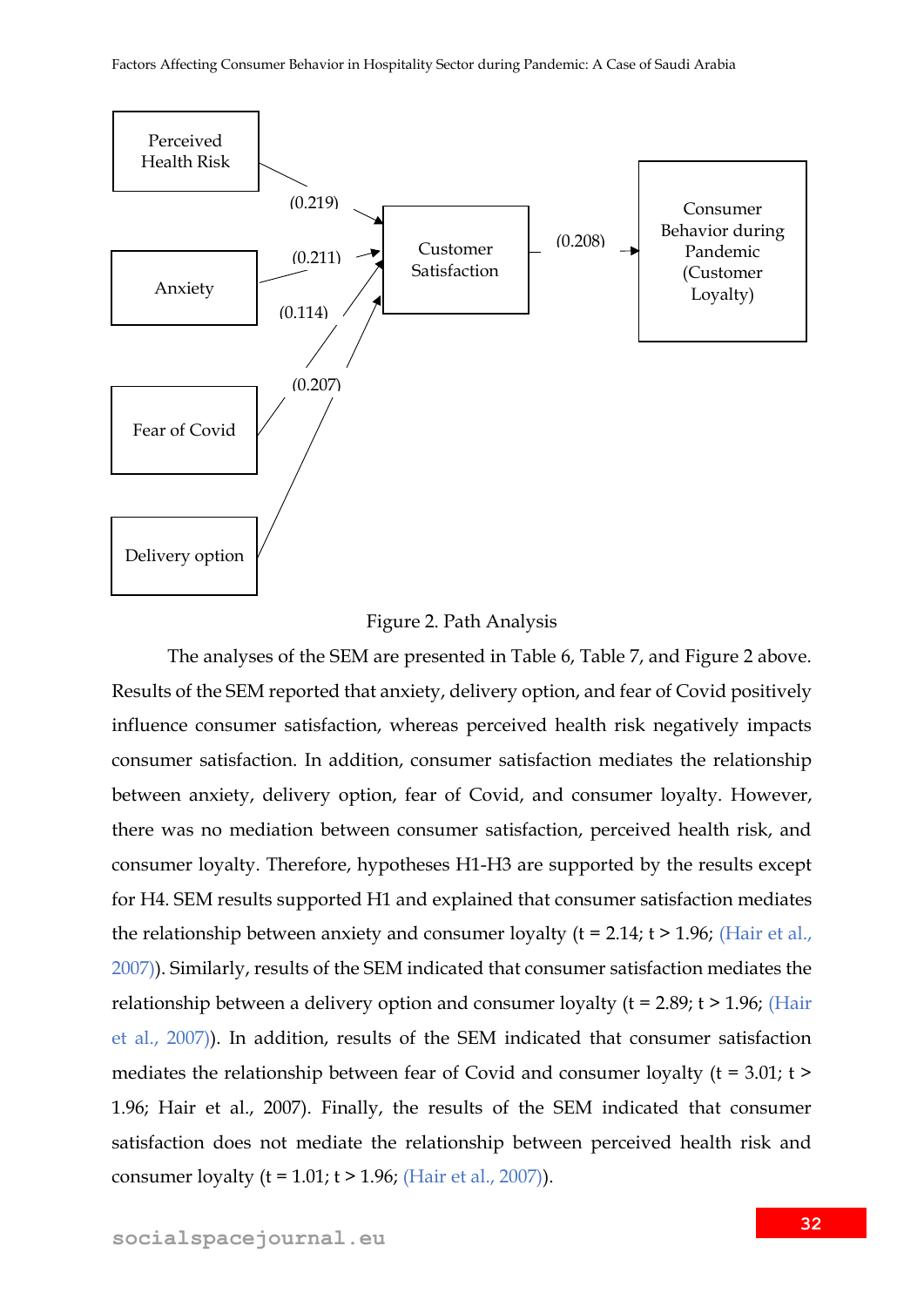Figure 2. Path Analysis

The analyses of the SEM are presented in Table 6, Table 7, and Figure 2 above. Results of the SEM reported that anxiety, delivery option, and fear of Covid positively influence consumer satisfaction, whereas perceived health risk negatively impacts consumer satisfaction. In addition, consumer satisfaction mediates the relationship between anxiety, delivery option, fear of Covid, and consumer loyalty. However, there was no mediation between consumer satisfaction, perceived health risk, and consumer loyalty. Therefore, hypotheses H1-H3 are supported by the results except for H4. SEM results supported H1 and explained that consumer satisfaction mediates the relationship between anxiety and consumer loyalty ($t = 2.14$; $t > 1.96$; (Hair et al., 2007)). Similarly, results of the SEM indicated that consumer satisfaction mediates the relationship between a delivery option and consumer loyalty ($t = 2.89$; $t > 1.96$; (Hair et al., 2007)). In addition, results of the SEM indicated that consumer satisfaction mediates the relationship between fear of Covid and consumer loyalty ($t = 3.01$; $t > 1.96$; Hair et al., 2007). Finally, the results of the SEM indicated that consumer satisfaction does not mediate the relationship between perceived health risk and consumer loyalty ($t = 1.01$; $t > 1.96$; (Hair et al., 2007)).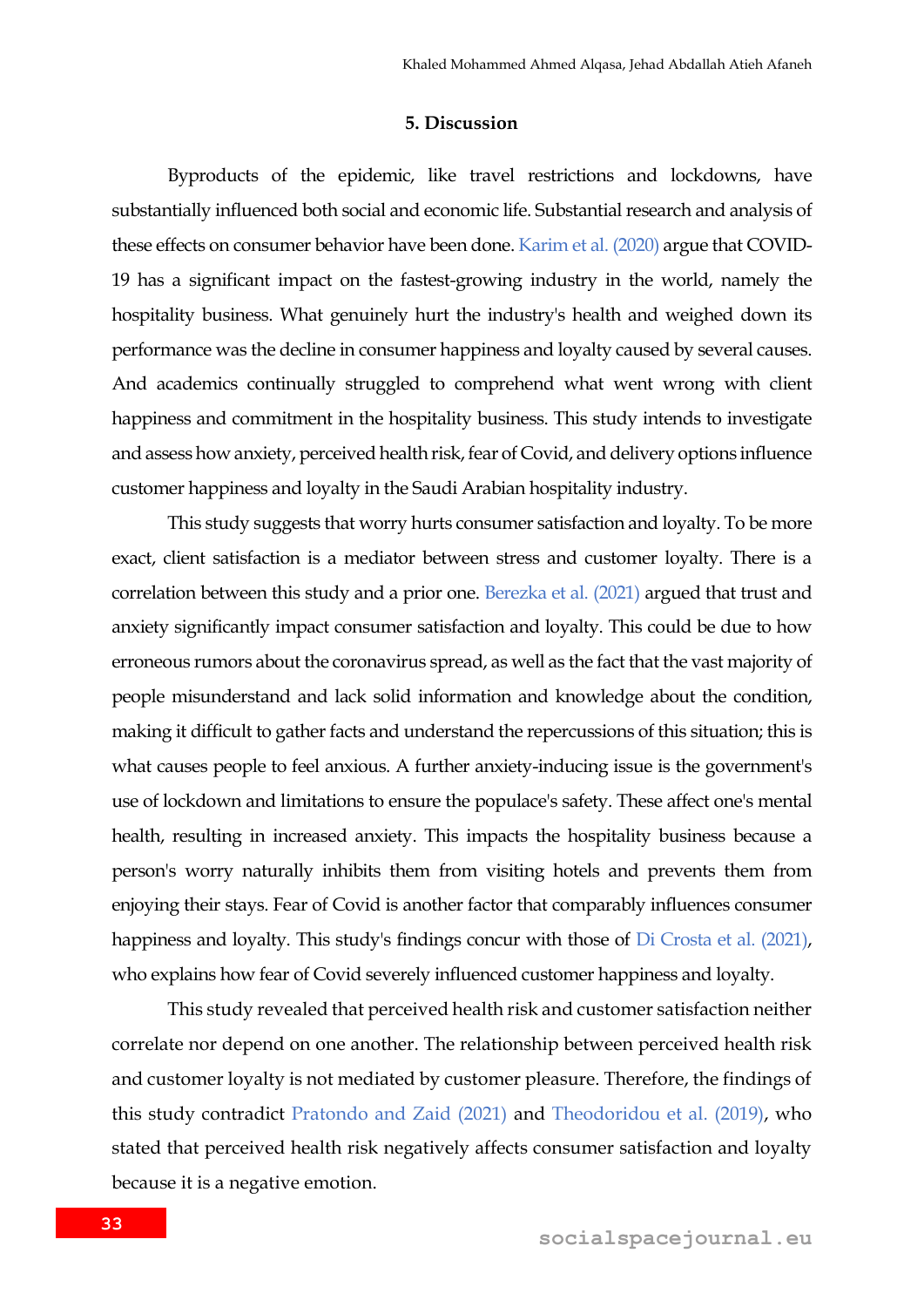## 5. Discussion

Byproducts of the epidemic, like travel restrictions and lockdowns, have substantially influenced both social and economic life. Substantial research and analysis of these effects on consumer behavior have been done. Karim et al. (2020) argue that COVID-19 has a significant impact on the fastest-growing industry in the world, namely the hospitality business. What genuinely hurt the industry's health and weighed down its performance was the decline in consumer happiness and loyalty caused by several causes. And academics continually struggled to comprehend what went wrong with client happiness and commitment in the hospitality business. This study intends to investigate and assess how anxiety, perceived health risk, fear of Covid, and delivery options influence customer happiness and loyalty in the Saudi Arabian hospitality industry.

This study suggests that worry hurts consumer satisfaction and loyalty. To be more exact, client satisfaction is a mediator between stress and customer loyalty. There is a correlation between this study and a prior one. Berezka et al. (2021) argued that trust and anxiety significantly impact consumer satisfaction and loyalty. This could be due to how erroneous rumors about the coronavirus spread, as well as the fact that the vast majority of people misunderstand and lack solid information and knowledge about the condition, making it difficult to gather facts and understand the repercussions of this situation; this is what causes people to feel anxious. A further anxiety-inducing issue is the government's use of lockdown and limitations to ensure the populace's safety. These affect one's mental health, resulting in increased anxiety. This impacts the hospitality business because a person's worry naturally inhibits them from visiting hotels and prevents them from enjoying their stays. Fear of Covid is another factor that comparably influences consumer happiness and loyalty. This study's findings concur with those of Di Crosta et al. (2021), who explains how fear of Covid severely influenced customer happiness and loyalty.

This study revealed that perceived health risk and customer satisfaction neither correlate nor depend on one another. The relationship between perceived health risk and customer loyalty is not mediated by customer pleasure. Therefore, the findings of this study contradict Pratondo and Zaid (2021) and Theodoridou et al. (2019), who stated that perceived health risk negatively affects consumer satisfaction and loyalty because it is a negative emotion.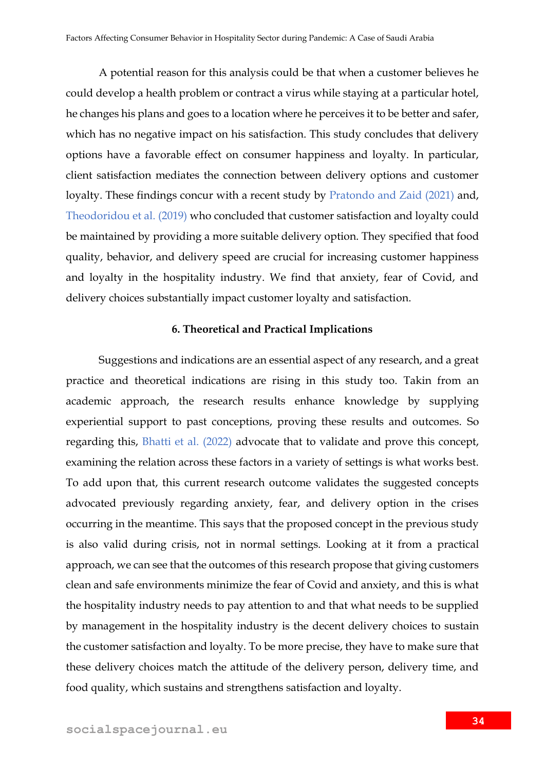A potential reason for this analysis could be that when a customer believes he could develop a health problem or contract a virus while staying at a particular hotel, he changes his plans and goes to a location where he perceives it to be better and safer, which has no negative impact on his satisfaction. This study concludes that delivery options have a favorable effect on consumer happiness and loyalty. In particular, client satisfaction mediates the connection between delivery options and customer loyalty. These findings concur with a recent study by Pratondo and Zaid (2021) and, Theodoridou et al. (2019) who concluded that customer satisfaction and loyalty could be maintained by providing a more suitable delivery option. They specified that food quality, behavior, and delivery speed are crucial for increasing customer happiness and loyalty in the hospitality industry. We find that anxiety, fear of Covid, and delivery choices substantially impact customer loyalty and satisfaction.

## 6. Theoretical and Practical Implications

Suggestions and indications are an essential aspect of any research, and a great practice and theoretical indications are rising in this study too. Takin from an academic approach, the research results enhance knowledge by supplying experiential support to past conceptions, proving these results and outcomes. So regarding this, Bhatti et al. (2022) advocate that to validate and prove this concept, examining the relation across these factors in a variety of settings is what works best. To add upon that, this current research outcome validates the suggested concepts advocated previously regarding anxiety, fear, and delivery option in the crises occurring in the meantime. This says that the proposed concept in the previous study is also valid during crisis, not in normal settings. Looking at it from a practical approach, we can see that the outcomes of this research propose that giving customers clean and safe environments minimize the fear of Covid and anxiety, and this is what the hospitality industry needs to pay attention to and that what needs to be supplied by management in the hospitality industry is the decent delivery choices to sustain the customer satisfaction and loyalty. To be more precise, they have to make sure that these delivery choices match the attitude of the delivery person, delivery time, and food quality, which sustains and strengthens satisfaction and loyalty.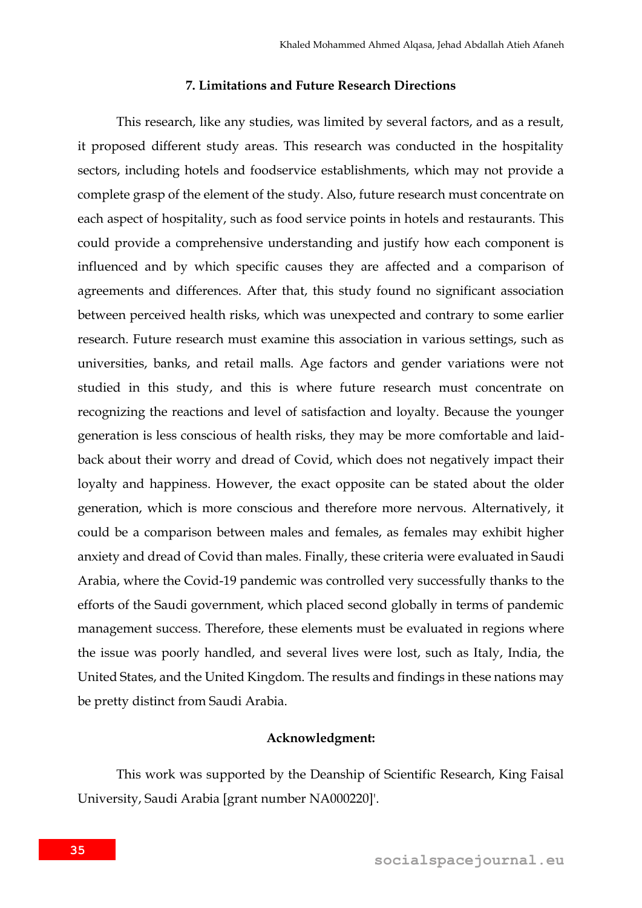## 7. Limitations and Future Research Directions

This research, like any studies, was limited by several factors, and as a result, it proposed different study areas. This research was conducted in the hospitality sectors, including hotels and foodservice establishments, which may not provide a complete grasp of the element of the study. Also, future research must concentrate on each aspect of hospitality, such as food service points in hotels and restaurants. This could provide a comprehensive understanding and justify how each component is influenced and by which specific causes they are affected and a comparison of agreements and differences. After that, this study found no significant association between perceived health risks, which was unexpected and contrary to some earlier research. Future research must examine this association in various settings, such as universities, banks, and retail malls. Age factors and gender variations were not studied in this study, and this is where future research must concentrate on recognizing the reactions and level of satisfaction and loyalty. Because the younger generation is less conscious of health risks, they may be more comfortable and laid-back about their worry and dread of Covid, which does not negatively impact their loyalty and happiness. However, the exact opposite can be stated about the older generation, which is more conscious and therefore more nervous. Alternatively, it could be a comparison between males and females, as females may exhibit higher anxiety and dread of Covid than males. Finally, these criteria were evaluated in Saudi Arabia, where the Covid-19 pandemic was controlled very successfully thanks to the efforts of the Saudi government, which placed second globally in terms of pandemic management success. Therefore, these elements must be evaluated in regions where the issue was poorly handled, and several lives were lost, such as Italy, India, the United States, and the United Kingdom. The results and findings in these nations may be pretty distinct from Saudi Arabia.

**Acknowledgment:**

This work was supported by the Deanship of Scientific Research, King Faisal University, Saudi Arabia [grant number NA000220]'.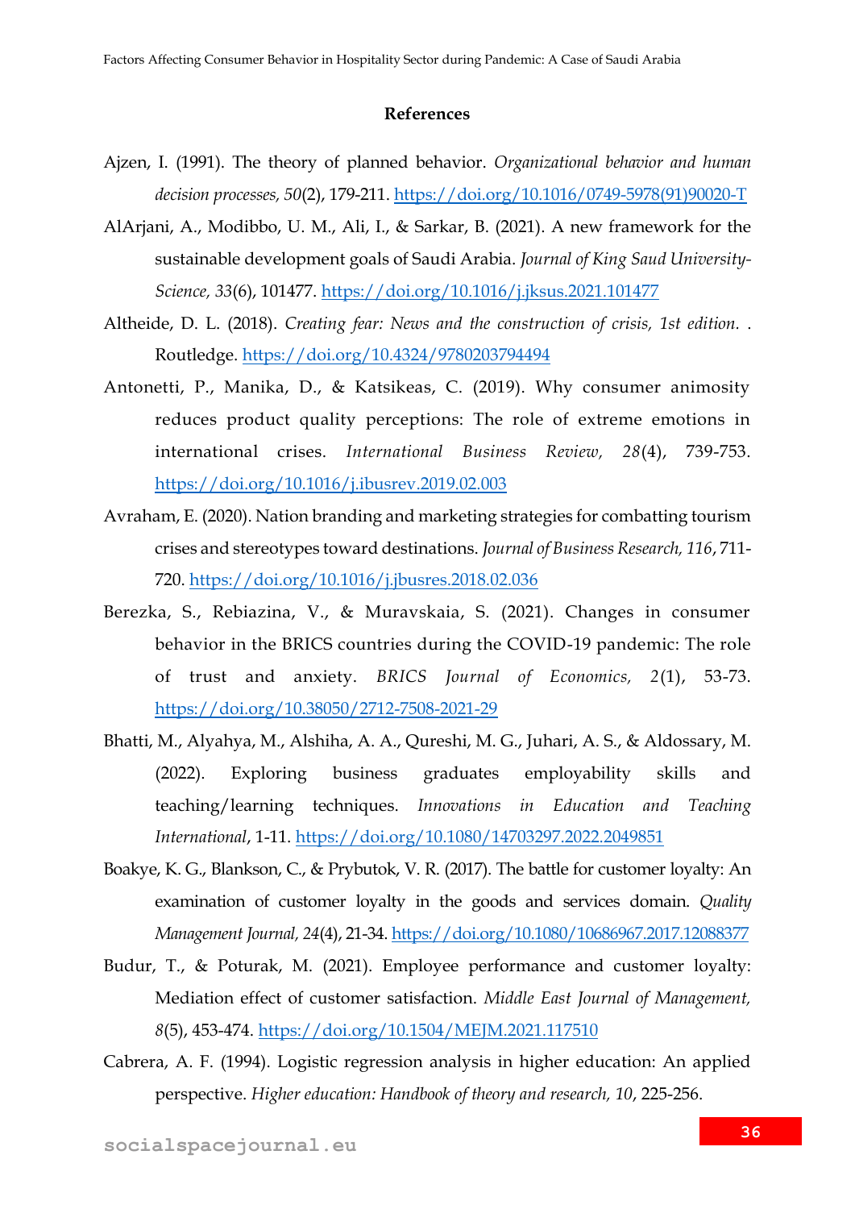**References**

Ajzen, I. (1991). The theory of planned behavior. *Organizational behavior and human decision processes, 50*(2), 179-211. https://doi.org/10.1016/0749-5978(91)90020-T

AlArjani, A., Modibbo, U. M., Ali, I., & Sarkar, B. (2021). A new framework for the sustainable development goals of Saudi Arabia. *Journal of King Saud University-Science, 33*(6), 101477. https://doi.org/10.1016/j.jksus.2021.101477

Altheide, D. L. (2018). *Creating fear: News and the construction of crisis, 1st edition.* . Routledge. https://doi.org/10.4324/9780203794494

Antonetti, P., Manika, D., & Katsikeas, C. (2019). Why consumer animosity reduces product quality perceptions: The role of extreme emotions in international crises. *International Business Review, 28*(4), 739-753. https://doi.org/10.1016/j.ibusrev.2019.02.003

Avraham, E. (2020). Nation branding and marketing strategies for combatting tourism crises and stereotypes toward destinations. *Journal of Business Research, 116*, 711-720. https://doi.org/10.1016/j.jbusres.2018.02.036

Berezka, S., Rebiazina, V., & Muravskaia, S. (2021). Changes in consumer behavior in the BRICS countries during the COVID-19 pandemic: The role of trust and anxiety. *BRICS Journal of Economics, 2*(1), 53-73. https://doi.org/10.38050/2712-7508-2021-29

Bhatti, M., Alyahya, M., Alshiha, A. A., Qureshi, M. G., Juhari, A. S., & Aldossary, M. (2022). Exploring business graduates employability skills and teaching/learning techniques. *Innovations in Education and Teaching International*, 1-11. https://doi.org/10.1080/14703297.2022.2049851

Boakye, K. G., Blankson, C., & Prybutok, V. R. (2017). The battle for customer loyalty: An examination of customer loyalty in the goods and services domain. *Quality Management Journal, 24*(4), 21-34. https://doi.org/10.1080/10686967.2017.12088377

Budur, T., & Poturak, M. (2021). Employee performance and customer loyalty: Mediation effect of customer satisfaction. *Middle East Journal of Management, 8*(5), 453-474. https://doi.org/10.1504/MEJM.2021.117510

Cabrera, A. F. (1994). Logistic regression analysis in higher education: An applied perspective. *Higher education: Handbook of theory and research, 10*, 225-256.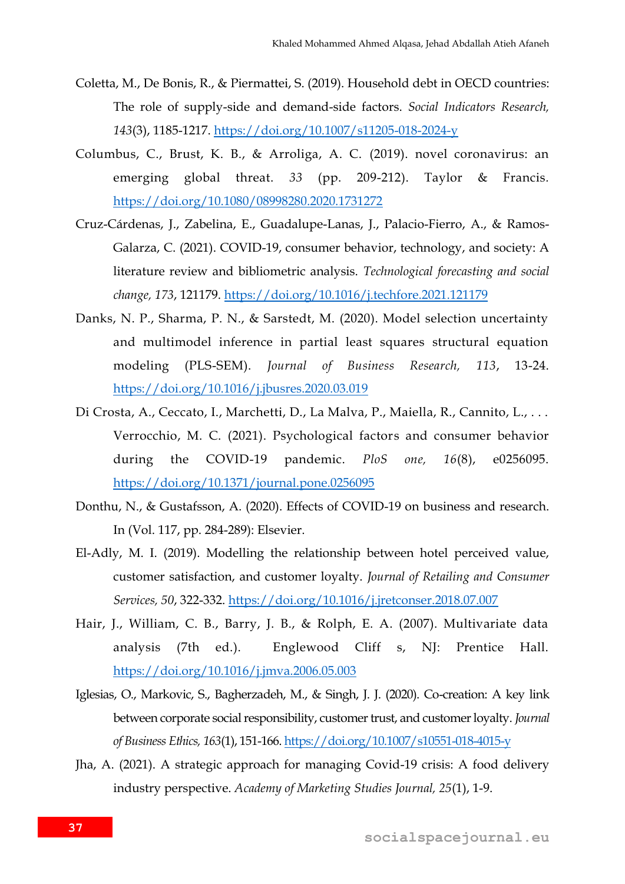Coletta, M., De Bonis, R., & Piermattei, S. (2019). Household debt in OECD countries: The role of supply-side and demand-side factors. *Social Indicators Research, 143*(3), 1185-1217. https://doi.org/10.1007/s11205-018-2024-y

Columbus, C., Brust, K. B., & Arroliga, A. C. (2019). novel coronavirus: an emerging global threat. *33* (pp. 209-212). Taylor & Francis. https://doi.org/10.1080/08998280.2020.1731272

Cruz-Cárdenas, J., Zabelina, E., Guadalupe-Lanas, J., Palacio-Fierro, A., & Ramos-Galarza, C. (2021). COVID-19, consumer behavior, technology, and society: A literature review and bibliometric analysis. *Technological forecasting and social change, 173*, 121179. https://doi.org/10.1016/j.techfore.2021.121179

Danks, N. P., Sharma, P. N., & Sarstedt, M. (2020). Model selection uncertainty and multimodel inference in partial least squares structural equation modeling (PLS-SEM). *Journal of Business Research, 113*, 13-24. https://doi.org/10.1016/j.jbusres.2020.03.019

Di Crosta, A., Ceccato, I., Marchetti, D., La Malva, P., Maiella, R., Cannito, L., . . . Verrocchio, M. C. (2021). Psychological factors and consumer behavior during the COVID-19 pandemic. *PloS one, 16*(8), e0256095. https://doi.org/10.1371/journal.pone.0256095

Donthu, N., & Gustafsson, A. (2020). Effects of COVID-19 on business and research. In (Vol. 117, pp. 284-289): Elsevier.

El-Adly, M. I. (2019). Modelling the relationship between hotel perceived value, customer satisfaction, and customer loyalty. *Journal of Retailing and Consumer Services, 50*, 322-332. https://doi.org/10.1016/j.jretconser.2018.07.007

Hair, J., William, C. B., Barry, J. B., & Rolph, E. A. (2007). Multivariate data analysis (7th ed.). Englewood Cliff s, NJ: Prentice Hall. https://doi.org/10.1016/j.jmva.2006.05.003

Iglesias, O., Markovic, S., Bagherzadeh, M., & Singh, J. J. (2020). Co-creation: A key link between corporate social responsibility, customer trust, and customer loyalty. *Journal of Business Ethics, 163*(1), 151-166. https://doi.org/10.1007/s10551-018-4015-y

Jha, A. (2021). A strategic approach for managing Covid-19 crisis: A food delivery industry perspective. *Academy of Marketing Studies Journal, 25*(1), 1-9.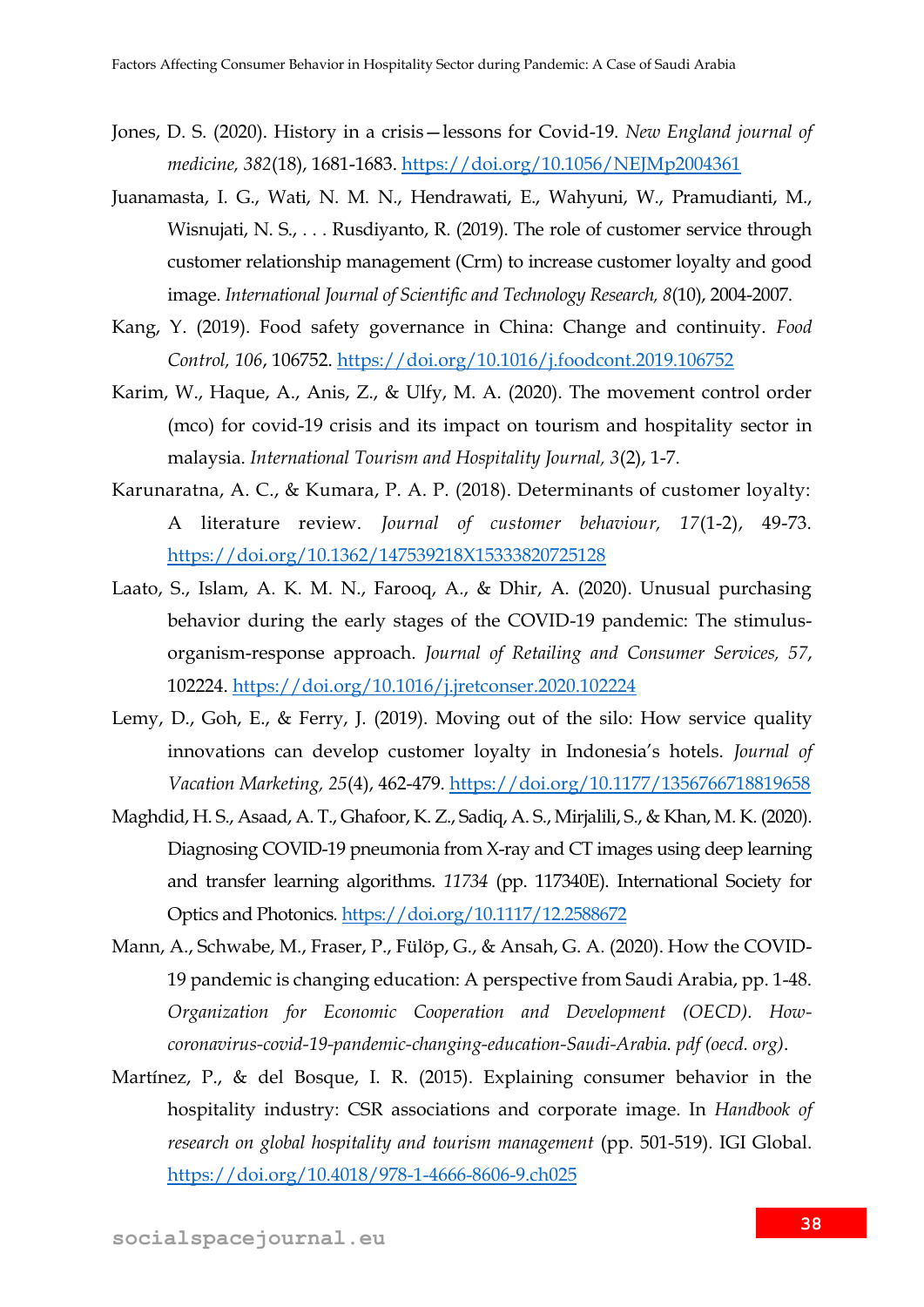Jones, D. S. (2020). History in a crisis—lessons for Covid-19. *New England journal of medicine, 382*(18), 1681-1683. https://doi.org/10.1056/NEJMp2004361

Juanamasta, I. G., Wati, N. M. N., Hendrawati, E., Wahyuni, W., Pramudianti, M., Wisnujati, N. S., . . . Rusdiyanto, R. (2019). The role of customer service through customer relationship management (Crm) to increase customer loyalty and good image. *International Journal of Scientific and Technology Research, 8*(10), 2004-2007.

Kang, Y. (2019). Food safety governance in China: Change and continuity. *Food Control, 106*, 106752. https://doi.org/10.1016/j.foodcont.2019.106752

Karim, W., Haque, A., Anis, Z., & Ulfy, M. A. (2020). The movement control order (mco) for covid-19 crisis and its impact on tourism and hospitality sector in malaysia. *International Tourism and Hospitality Journal, 3*(2), 1-7.

Karunaratna, A. C., & Kumara, P. A. P. (2018). Determinants of customer loyalty: A literature review. *Journal of customer behaviour, 17*(1-2), 49-73. https://doi.org/10.1362/147539218X15333820725128

Laato, S., Islam, A. K. M. N., Farooq, A., & Dhir, A. (2020). Unusual purchasing behavior during the early stages of the COVID-19 pandemic: The stimulus-organism-response approach. *Journal of Retailing and Consumer Services, 57*, 102224. https://doi.org/10.1016/j.jretconser.2020.102224

Lemy, D., Goh, E., & Ferry, J. (2019). Moving out of the silo: How service quality innovations can develop customer loyalty in Indonesia's hotels. *Journal of Vacation Marketing, 25*(4), 462-479. https://doi.org/10.1177/1356766718819658

Maghdid, H. S., Asaad, A. T., Ghafoor, K. Z., Sadiq, A. S., Mirjalili, S., & Khan, M. K. (2020). Diagnosing COVID-19 pneumonia from X-ray and CT images using deep learning and transfer learning algorithms. *11734* (pp. 117340E). International Society for Optics and Photonics. https://doi.org/10.1117/12.2588672

Mann, A., Schwabe, M., Fraser, P., Fülöp, G., & Ansah, G. A. (2020). How the COVID-19 pandemic is changing education: A perspective from Saudi Arabia, pp. 1-48. *Organization for Economic Cooperation and Development (OECD). How-coronavirus-covid-19-pandemic-changing-education-Saudi-Arabia. pdf (oecd. org)*.

Martínez, P., & del Bosque, I. R. (2015). Explaining consumer behavior in the hospitality industry: CSR associations and corporate image. In *Handbook of research on global hospitality and tourism management* (pp. 501-519). IGI Global. https://doi.org/10.4018/978-1-4666-8606-9.ch025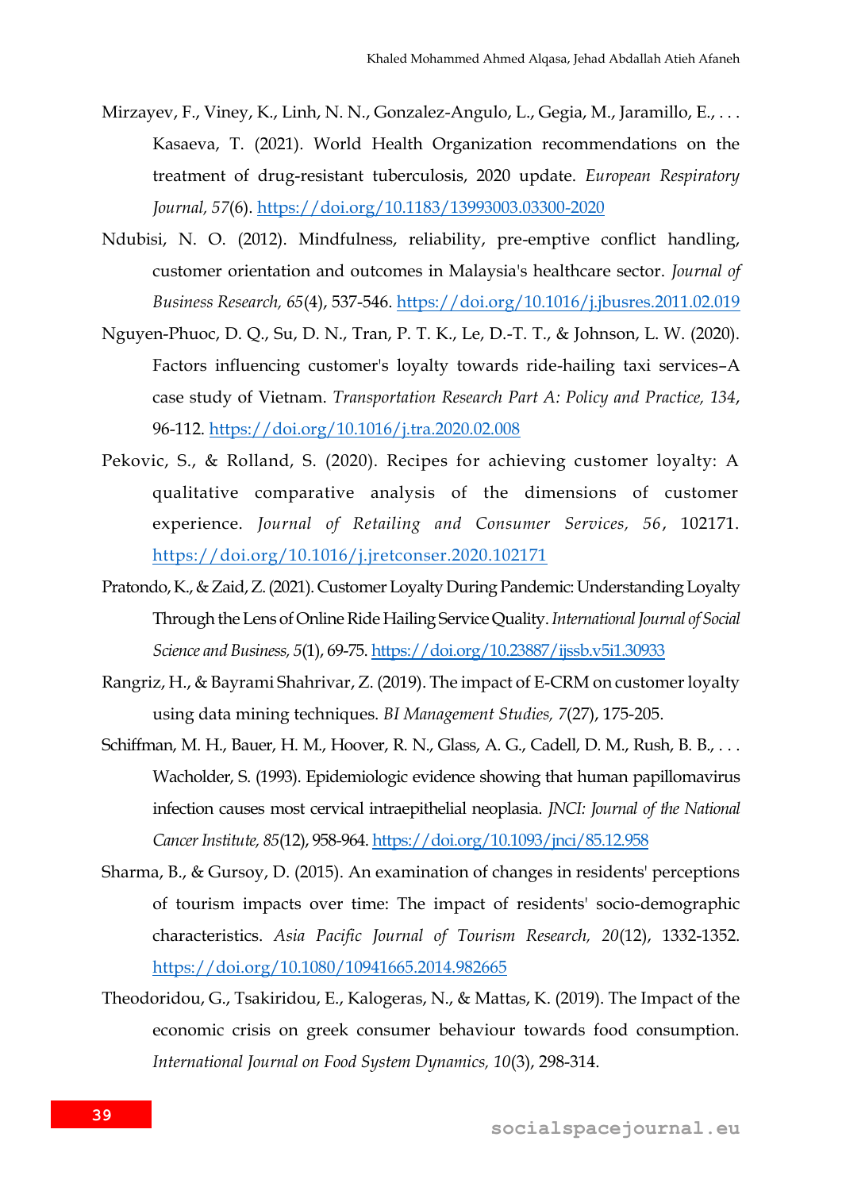Mirzayev, F., Viney, K., Linh, N. N., Gonzalez-Angulo, L., Gegia, M., Jaramillo, E., . . . Kasaeva, T. (2021). World Health Organization recommendations on the treatment of drug-resistant tuberculosis, 2020 update. *European Respiratory Journal, 57*(6). https://doi.org/10.1183/13993003.03300-2020

Ndubisi, N. O. (2012). Mindfulness, reliability, pre-emptive conflict handling, customer orientation and outcomes in Malaysia's healthcare sector. *Journal of Business Research, 65*(4), 537-546. https://doi.org/10.1016/j.jbusres.2011.02.019

Nguyen-Phuoc, D. Q., Su, D. N., Tran, P. T. K., Le, D.-T. T., & Johnson, L. W. (2020). Factors influencing customer's loyalty towards ride-hailing taxi services–A case study of Vietnam. *Transportation Research Part A: Policy and Practice, 134*, 96-112. https://doi.org/10.1016/j.tra.2020.02.008

Pekovic, S., & Rolland, S. (2020). Recipes for achieving customer loyalty: A qualitative comparative analysis of the dimensions of customer experience. *Journal of Retailing and Consumer Services, 56*, 102171. https://doi.org/10.1016/j.jretconser.2020.102171

Pratondo, K., & Zaid, Z. (2021). Customer Loyalty During Pandemic: Understanding Loyalty Through the Lens of Online Ride Hailing Service Quality. *International Journal of Social Science and Business, 5*(1), 69-75. https://doi.org/10.23887/ijssb.v5i1.30933

Rangriz, H., & Bayrami Shahrivar, Z. (2019). The impact of E-CRM on customer loyalty using data mining techniques. *BI Management Studies, 7*(27), 175-205.

Schiffman, M. H., Bauer, H. M., Hoover, R. N., Glass, A. G., Cadell, D. M., Rush, B. B., . . . Wacholder, S. (1993). Epidemiologic evidence showing that human papillomavirus infection causes most cervical intraepithelial neoplasia. *JNCI: Journal of the National Cancer Institute, 85*(12), 958-964. https://doi.org/10.1093/jnci/85.12.958

Sharma, B., & Gursoy, D. (2015). An examination of changes in residents' perceptions of tourism impacts over time: The impact of residents' socio-demographic characteristics. *Asia Pacific Journal of Tourism Research, 20*(12), 1332-1352. https://doi.org/10.1080/10941665.2014.982665

Theodoridou, G., Tsakiridou, E., Kalogeras, N., & Mattas, K. (2019). The Impact of the economic crisis on greek consumer behaviour towards food consumption. *International Journal on Food System Dynamics, 10*(3), 298-314.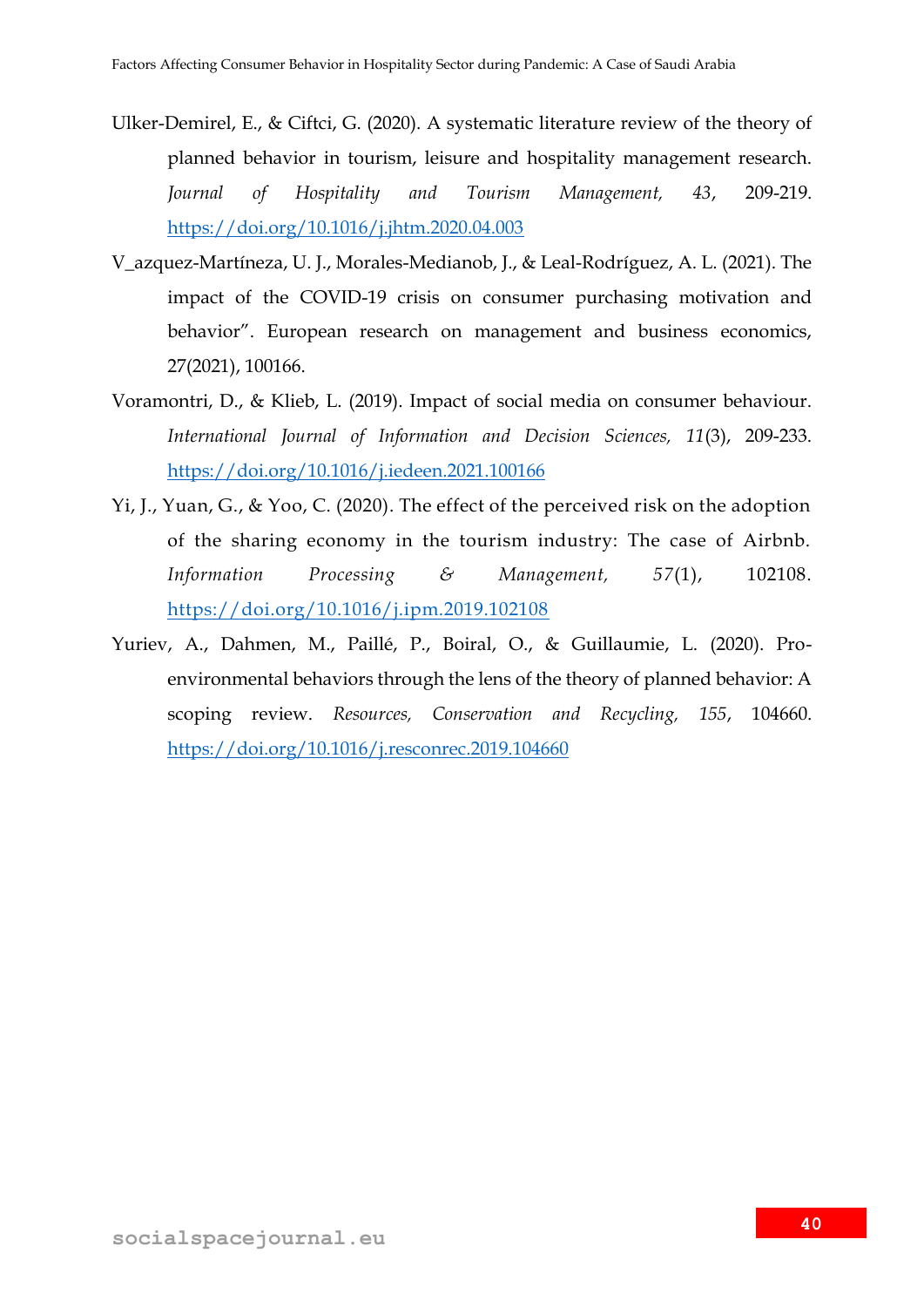Ulker-Demirel, E., & Ciftci, G. (2020). A systematic literature review of the theory of planned behavior in tourism, leisure and hospitality management research. *Journal of Hospitality and Tourism Management, 43*, 209-219. https://doi.org/10.1016/j.jhtm.2020.04.003

V_azquez-Martíneza, U. J., Morales-Medianob, J., & Leal-Rodríguez, A. L. (2021). The impact of the COVID-19 crisis on consumer purchasing motivation and behavior". European research on management and business economics, 27(2021), 100166.

Voramontri, D., & Klieb, L. (2019). Impact of social media on consumer behaviour. *International Journal of Information and Decision Sciences, 11*(3), 209-233. https://doi.org/10.1016/j.iedeen.2021.100166

Yi, J., Yuan, G., & Yoo, C. (2020). The effect of the perceived risk on the adoption of the sharing economy in the tourism industry: The case of Airbnb. *Information Processing & Management, 57*(1), 102108. https://doi.org/10.1016/j.ipm.2019.102108

Yuriev, A., Dahmen, M., Paillé, P., Boiral, O., & Guillaumie, L. (2020). Pro-environmental behaviors through the lens of the theory of planned behavior: A scoping review. *Resources, Conservation and Recycling, 155*, 104660. https://doi.org/10.1016/j.resconrec.2019.104660